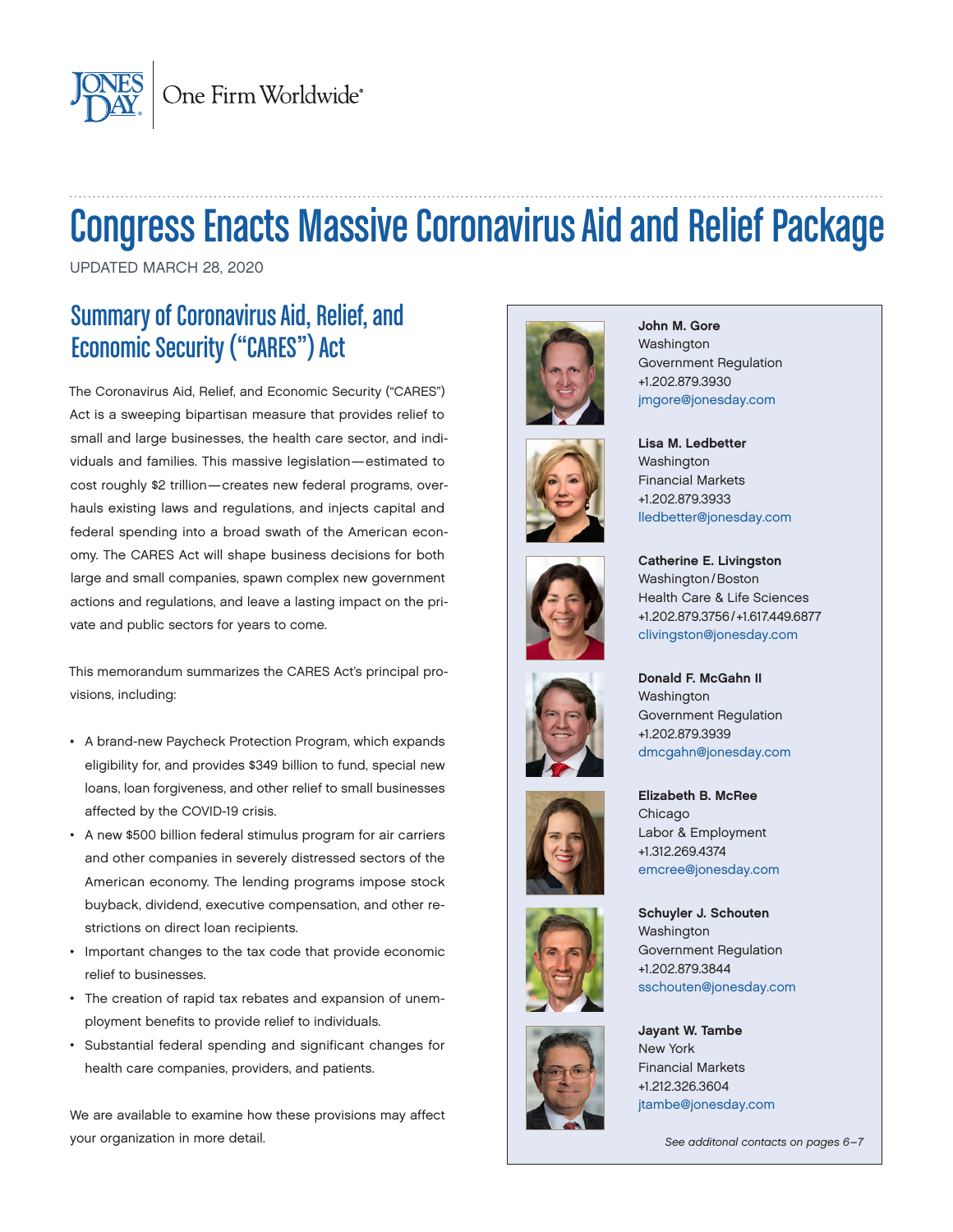JONES DAY | One Firm Worldwide®

# Congress Enacts Massive Coronavirus Aid and Relief Package

UPDATED MARCH 28, 2020

## Summary of Coronavirus Aid, Relief, and Economic Security ("CARES") Act

The Coronavirus Aid, Relief, and Economic Security ("CARES") Act is a sweeping bipartisan measure that provides relief to small and large businesses, the health care sector, and individuals and families. This massive legislation—estimated to cost roughly $2 trillion—creates new federal programs, overhauls existing laws and regulations, and injects capital and federal spending into a broad swath of the American economy. The CARES Act will shape business decisions for both large and small companies, spawn complex new government actions and regulations, and leave a lasting impact on the private and public sectors for years to come.

This memorandum summarizes the CARES Act's principal provisions, including:

- A brand-new Paycheck Protection Program, which expands eligibility for, and provides $349 billion to fund, special new loans, loan forgiveness, and other relief to small businesses affected by the COVID-19 crisis.
- A new $500 billion federal stimulus program for air carriers and other companies in severely distressed sectors of the American economy. The lending programs impose stock buyback, dividend, executive compensation, and other restrictions on direct loan recipients.
- Important changes to the tax code that provide economic relief to businesses.
- The creation of rapid tax rebates and expansion of unemployment benefits to provide relief to individuals.
- Substantial federal spending and significant changes for health care companies, providers, and patients.

We are available to examine how these provisions may affect your organization in more detail.

**John M. Gore**
Washington
Government Regulation
+1.202.879.3930
jmgore@jonesday.com

**Lisa M. Ledbetter**
Washington
Financial Markets
+1.202.879.3933
lledbetter@jonesday.com

**Catherine E. Livingston**
Washington/Boston
Health Care & Life Sciences
+1.202.879.3756/+1.617.449.6877
clivingston@jonesday.com

**Donald F. McGahn II**
Washington
Government Regulation
+1.202.879.3939
dmcgahn@jonesday.com

**Elizabeth B. McRee**
Chicago
Labor & Employment
+1.312.269.4374
emcree@jonesday.com

**Schuyler J. Schouten**
Washington
Government Regulation
+1.202.879.3844
sschouten@jonesday.com

**Jayant W. Tambe**
New York
Financial Markets
+1.212.326.3604
jtambe@jonesday.com

*See additonal contacts on pages 6–7*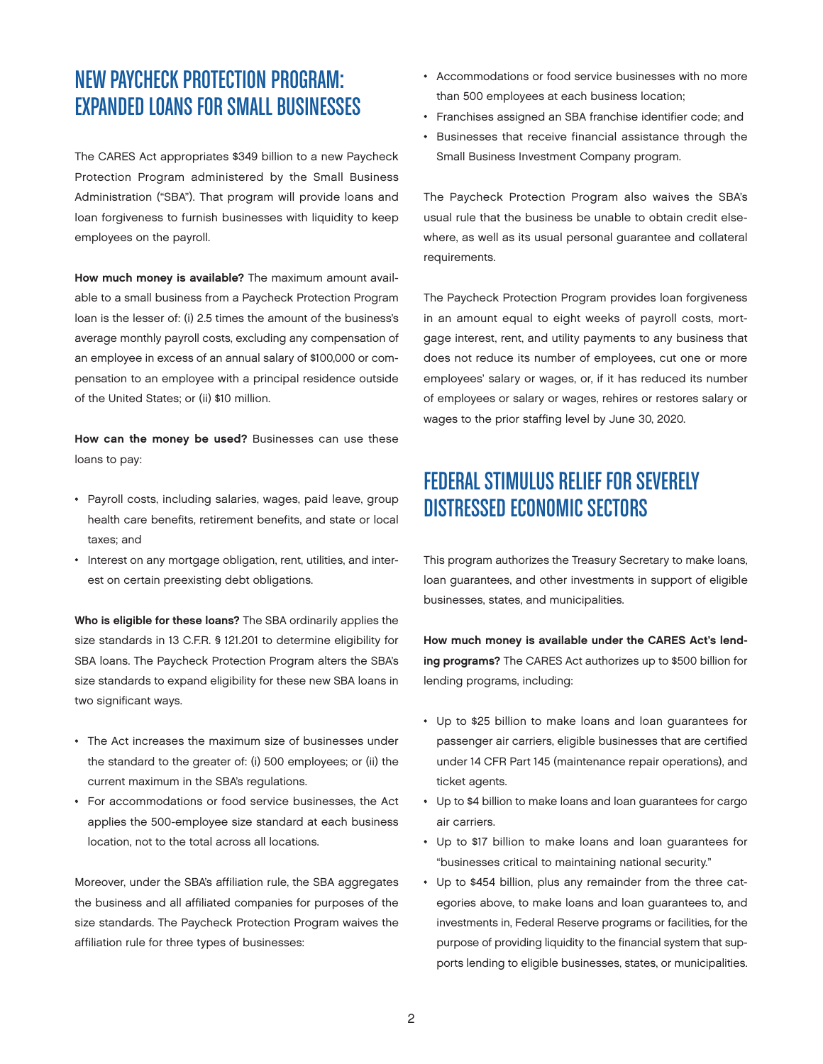## NEW PAYCHECK PROTECTION PROGRAM: EXPANDED LOANS FOR SMALL BUSINESSES

The CARES Act appropriates $349 billion to a new Paycheck Protection Program administered by the Small Business Administration ("SBA"). That program will provide loans and loan forgiveness to furnish businesses with liquidity to keep employees on the payroll.

**How much money is available?** The maximum amount available to a small business from a Paycheck Protection Program loan is the lesser of: (i) 2.5 times the amount of the business's average monthly payroll costs, excluding any compensation of an employee in excess of an annual salary of $100,000 or compensation to an employee with a principal residence outside of the United States; or (ii) $10 million.

**How can the money be used?** Businesses can use these loans to pay:

- Payroll costs, including salaries, wages, paid leave, group health care benefits, retirement benefits, and state or local taxes; and
- Interest on any mortgage obligation, rent, utilities, and interest on certain preexisting debt obligations.

**Who is eligible for these loans?** The SBA ordinarily applies the size standards in 13 C.F.R. § 121.201 to determine eligibility for SBA loans. The Paycheck Protection Program alters the SBA's size standards to expand eligibility for these new SBA loans in two significant ways.

- The Act increases the maximum size of businesses under the standard to the greater of: (i) 500 employees; or (ii) the current maximum in the SBA's regulations.
- For accommodations or food service businesses, the Act applies the 500-employee size standard at each business location, not to the total across all locations.

Moreover, under the SBA's affiliation rule, the SBA aggregates the business and all affiliated companies for purposes of the size standards. The Paycheck Protection Program waives the affiliation rule for three types of businesses:

- Accommodations or food service businesses with no more than 500 employees at each business location;
- Franchises assigned an SBA franchise identifier code; and
- Businesses that receive financial assistance through the Small Business Investment Company program.

The Paycheck Protection Program also waives the SBA's usual rule that the business be unable to obtain credit elsewhere, as well as its usual personal guarantee and collateral requirements.

The Paycheck Protection Program provides loan forgiveness in an amount equal to eight weeks of payroll costs, mortgage interest, rent, and utility payments to any business that does not reduce its number of employees, cut one or more employees' salary or wages, or, if it has reduced its number of employees or salary or wages, rehires or restores salary or wages to the prior staffing level by June 30, 2020.

## FEDERAL STIMULUS RELIEF FOR SEVERELY DISTRESSED ECONOMIC SECTORS

This program authorizes the Treasury Secretary to make loans, loan guarantees, and other investments in support of eligible businesses, states, and municipalities.

**How much money is available under the CARES Act's lending programs?** The CARES Act authorizes up to $500 billion for lending programs, including:

- Up to $25 billion to make loans and loan guarantees for passenger air carriers, eligible businesses that are certified under 14 CFR Part 145 (maintenance repair operations), and ticket agents.
- Up to $4 billion to make loans and loan guarantees for cargo air carriers.
- Up to $17 billion to make loans and loan guarantees for "businesses critical to maintaining national security."
- Up to $454 billion, plus any remainder from the three categories above, to make loans and loan guarantees to, and investments in, Federal Reserve programs or facilities, for the purpose of providing liquidity to the financial system that supports lending to eligible businesses, states, or municipalities.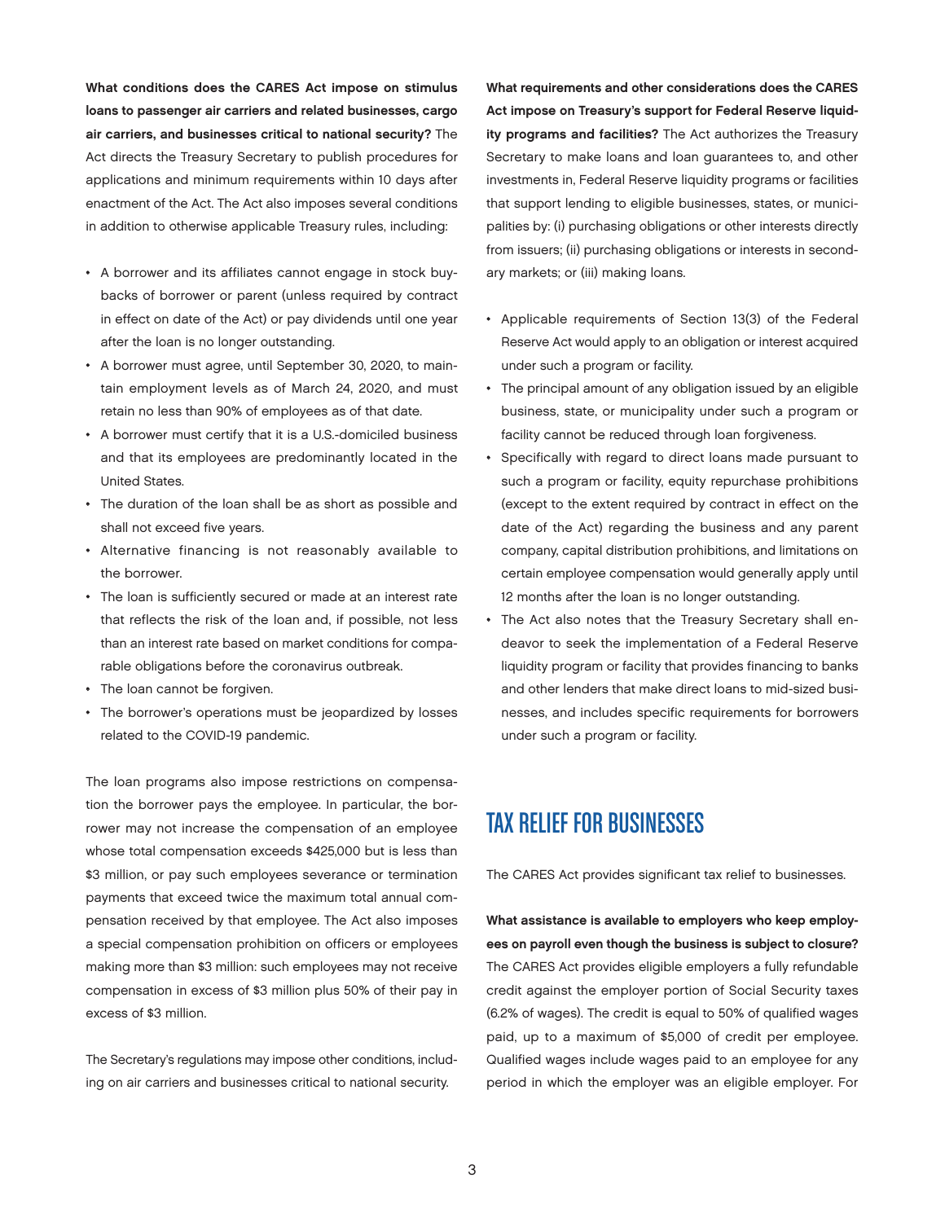**What conditions does the CARES Act impose on stimulus loans to passenger air carriers and related businesses, cargo air carriers, and businesses critical to national security?** The Act directs the Treasury Secretary to publish procedures for applications and minimum requirements within 10 days after enactment of the Act. The Act also imposes several conditions in addition to otherwise applicable Treasury rules, including:

- A borrower and its affiliates cannot engage in stock buybacks of borrower or parent (unless required by contract in effect on date of the Act) or pay dividends until one year after the loan is no longer outstanding.
- A borrower must agree, until September 30, 2020, to maintain employment levels as of March 24, 2020, and must retain no less than 90% of employees as of that date.
- A borrower must certify that it is a U.S.-domiciled business and that its employees are predominantly located in the United States.
- The duration of the loan shall be as short as possible and shall not exceed five years.
- Alternative financing is not reasonably available to the borrower.
- The loan is sufficiently secured or made at an interest rate that reflects the risk of the loan and, if possible, not less than an interest rate based on market conditions for comparable obligations before the coronavirus outbreak.
- The loan cannot be forgiven.
- The borrower's operations must be jeopardized by losses related to the COVID-19 pandemic.

The loan programs also impose restrictions on compensation the borrower pays the employee. In particular, the borrower may not increase the compensation of an employee whose total compensation exceeds $425,000 but is less than $3 million, or pay such employees severance or termination payments that exceed twice the maximum total annual compensation received by that employee. The Act also imposes a special compensation prohibition on officers or employees making more than $3 million: such employees may not receive compensation in excess of $3 million plus 50% of their pay in excess of $3 million.

The Secretary's regulations may impose other conditions, including on air carriers and businesses critical to national security.

**What requirements and other considerations does the CARES Act impose on Treasury's support for Federal Reserve liquidity programs and facilities?** The Act authorizes the Treasury Secretary to make loans and loan guarantees to, and other investments in, Federal Reserve liquidity programs or facilities that support lending to eligible businesses, states, or municipalities by: (i) purchasing obligations or other interests directly from issuers; (ii) purchasing obligations or interests in secondary markets; or (iii) making loans.

- Applicable requirements of Section 13(3) of the Federal Reserve Act would apply to an obligation or interest acquired under such a program or facility.
- The principal amount of any obligation issued by an eligible business, state, or municipality under such a program or facility cannot be reduced through loan forgiveness.
- Specifically with regard to direct loans made pursuant to such a program or facility, equity repurchase prohibitions (except to the extent required by contract in effect on the date of the Act) regarding the business and any parent company, capital distribution prohibitions, and limitations on certain employee compensation would generally apply until 12 months after the loan is no longer outstanding.
- The Act also notes that the Treasury Secretary shall endeavor to seek the implementation of a Federal Reserve liquidity program or facility that provides financing to banks and other lenders that make direct loans to mid-sized businesses, and includes specific requirements for borrowers under such a program or facility.

## TAX RELIEF FOR BUSINESSES

The CARES Act provides significant tax relief to businesses.

**What assistance is available to employers who keep employees on payroll even though the business is subject to closure?** The CARES Act provides eligible employers a fully refundable credit against the employer portion of Social Security taxes (6.2% of wages). The credit is equal to 50% of qualified wages paid, up to a maximum of $5,000 of credit per employee. Qualified wages include wages paid to an employee for any period in which the employer was an eligible employer. For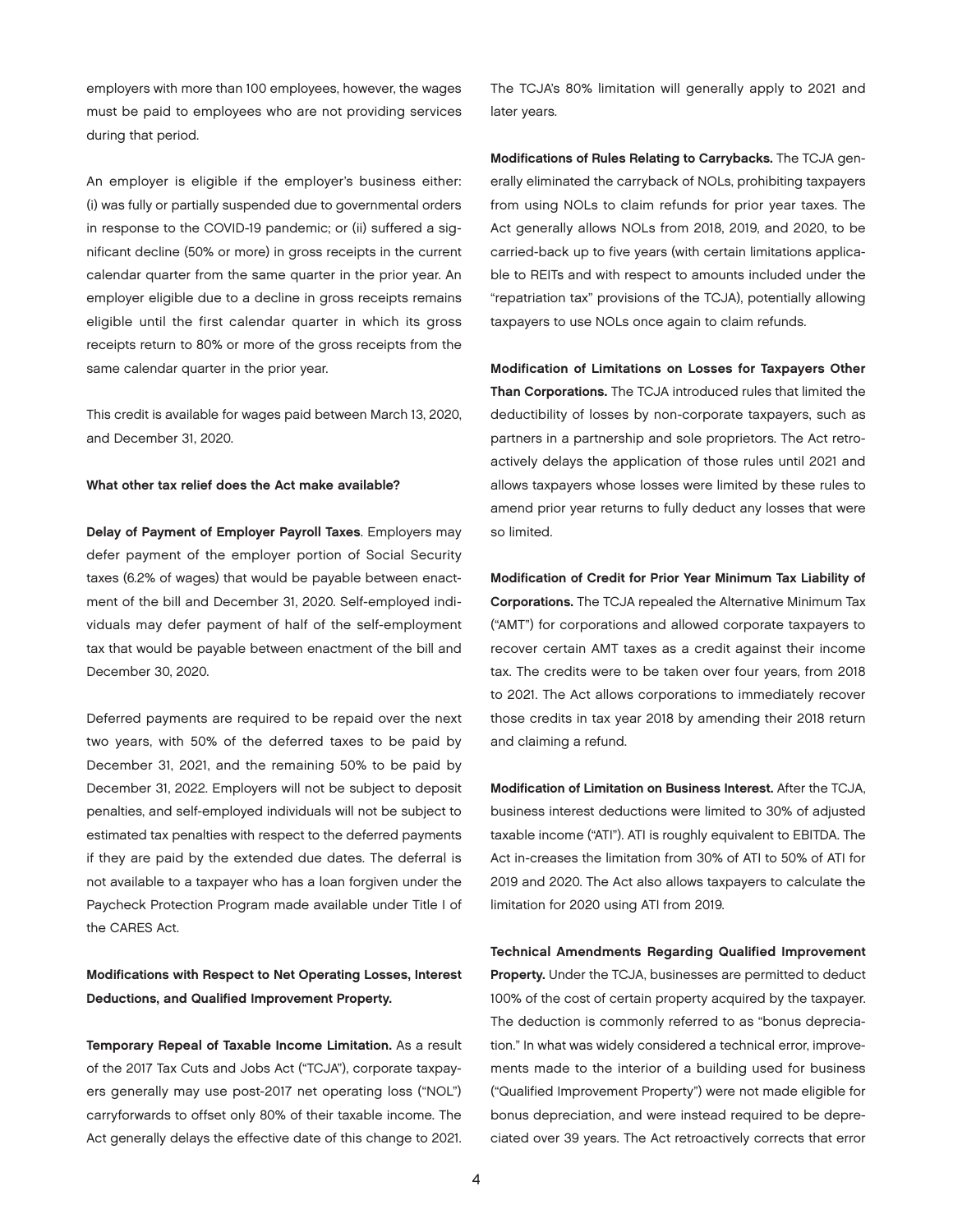employers with more than 100 employees, however, the wages must be paid to employees who are not providing services during that period.

An employer is eligible if the employer's business either: (i) was fully or partially suspended due to governmental orders in response to the COVID-19 pandemic; or (ii) suffered a significant decline (50% or more) in gross receipts in the current calendar quarter from the same quarter in the prior year. An employer eligible due to a decline in gross receipts remains eligible until the first calendar quarter in which its gross receipts return to 80% or more of the gross receipts from the same calendar quarter in the prior year.

This credit is available for wages paid between March 13, 2020, and December 31, 2020.

**What other tax relief does the Act make available?**

**Delay of Payment of Employer Payroll Taxes**. Employers may defer payment of the employer portion of Social Security taxes (6.2% of wages) that would be payable between enactment of the bill and December 31, 2020. Self-employed individuals may defer payment of half of the self-employment tax that would be payable between enactment of the bill and December 30, 2020.

Deferred payments are required to be repaid over the next two years, with 50% of the deferred taxes to be paid by December 31, 2021, and the remaining 50% to be paid by December 31, 2022. Employers will not be subject to deposit penalties, and self-employed individuals will not be subject to estimated tax penalties with respect to the deferred payments if they are paid by the extended due dates. The deferral is not available to a taxpayer who has a loan forgiven under the Paycheck Protection Program made available under Title I of the CARES Act.

**Modifications with Respect to Net Operating Losses, Interest Deductions, and Qualified Improvement Property.**

**Temporary Repeal of Taxable Income Limitation.** As a result of the 2017 Tax Cuts and Jobs Act ("TCJA"), corporate taxpayers generally may use post-2017 net operating loss ("NOL") carryforwards to offset only 80% of their taxable income. The Act generally delays the effective date of this change to 2021. The TCJA's 80% limitation will generally apply to 2021 and later years.

**Modifications of Rules Relating to Carrybacks.** The TCJA generally eliminated the carryback of NOLs, prohibiting taxpayers from using NOLs to claim refunds for prior year taxes. The Act generally allows NOLs from 2018, 2019, and 2020, to be carried-back up to five years (with certain limitations applicable to REITs and with respect to amounts included under the "repatriation tax" provisions of the TCJA), potentially allowing taxpayers to use NOLs once again to claim refunds.

**Modification of Limitations on Losses for Taxpayers Other Than Corporations.** The TCJA introduced rules that limited the deductibility of losses by non-corporate taxpayers, such as partners in a partnership and sole proprietors. The Act retroactively delays the application of those rules until 2021 and allows taxpayers whose losses were limited by these rules to amend prior year returns to fully deduct any losses that were so limited.

**Modification of Credit for Prior Year Minimum Tax Liability of Corporations.** The TCJA repealed the Alternative Minimum Tax ("AMT") for corporations and allowed corporate taxpayers to recover certain AMT taxes as a credit against their income tax. The credits were to be taken over four years, from 2018 to 2021. The Act allows corporations to immediately recover those credits in tax year 2018 by amending their 2018 return and claiming a refund.

**Modification of Limitation on Business Interest.** After the TCJA, business interest deductions were limited to 30% of adjusted taxable income ("ATI"). ATI is roughly equivalent to EBITDA. The Act in-creases the limitation from 30% of ATI to 50% of ATI for 2019 and 2020. The Act also allows taxpayers to calculate the limitation for 2020 using ATI from 2019.

**Technical Amendments Regarding Qualified Improvement Property.** Under the TCJA, businesses are permitted to deduct 100% of the cost of certain property acquired by the taxpayer. The deduction is commonly referred to as "bonus depreciation." In what was widely considered a technical error, improvements made to the interior of a building used for business ("Qualified Improvement Property") were not made eligible for bonus depreciation, and were instead required to be depreciated over 39 years. The Act retroactively corrects that error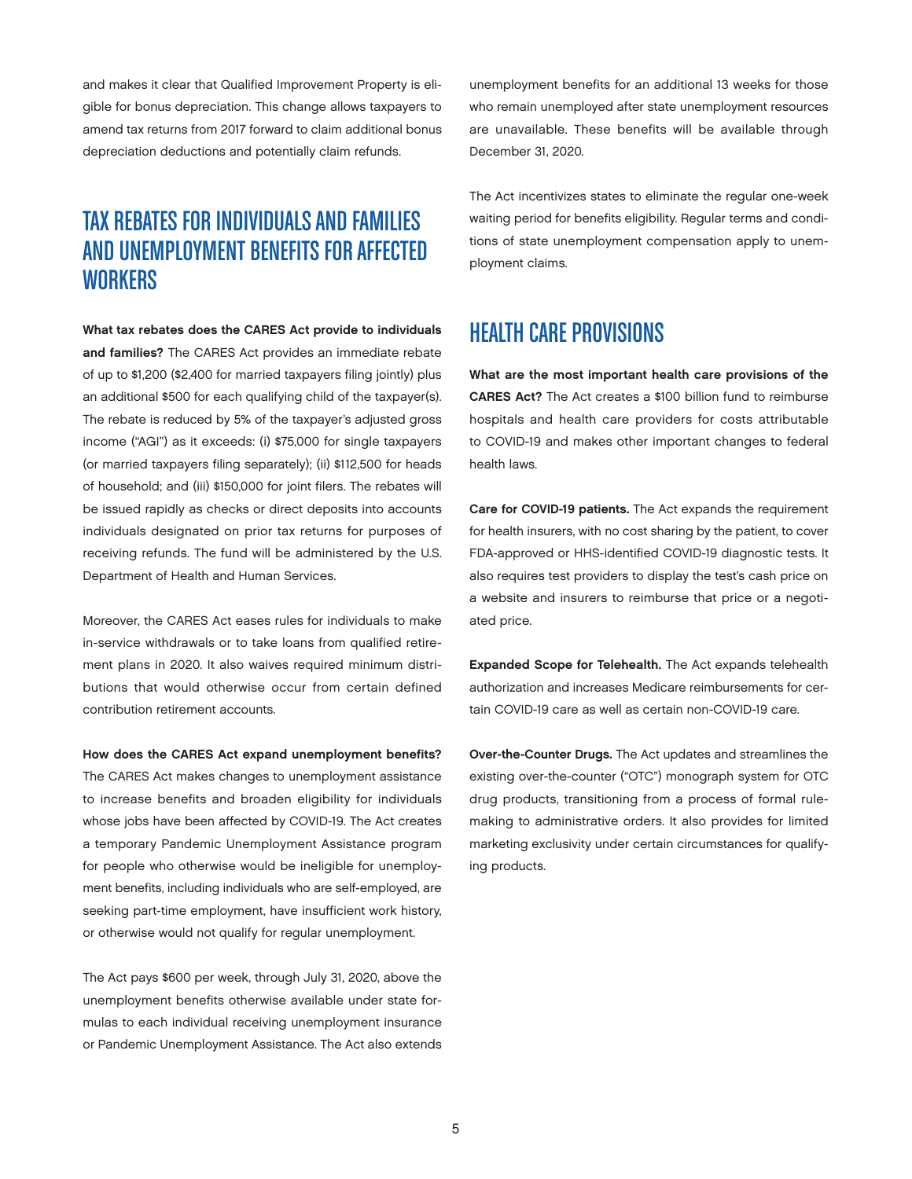and makes it clear that Qualified Improvement Property is eligible for bonus depreciation. This change allows taxpayers to amend tax returns from 2017 forward to claim additional bonus depreciation deductions and potentially claim refunds.

## TAX REBATES FOR INDIVIDUALS AND FAMILIES AND UNEMPLOYMENT BENEFITS FOR AFFECTED WORKERS

**What tax rebates does the CARES Act provide to individuals and families?** The CARES Act provides an immediate rebate of up to $1,200 ($2,400 for married taxpayers filing jointly) plus an additional $500 for each qualifying child of the taxpayer(s). The rebate is reduced by 5% of the taxpayer's adjusted gross income ("AGI") as it exceeds: (i) $75,000 for single taxpayers (or married taxpayers filing separately); (ii) $112,500 for heads of household; and (iii) $150,000 for joint filers. The rebates will be issued rapidly as checks or direct deposits into accounts individuals designated on prior tax returns for purposes of receiving refunds. The fund will be administered by the U.S. Department of Health and Human Services.

Moreover, the CARES Act eases rules for individuals to make in-service withdrawals or to take loans from qualified retirement plans in 2020. It also waives required minimum distributions that would otherwise occur from certain defined contribution retirement accounts.

**How does the CARES Act expand unemployment benefits?** The CARES Act makes changes to unemployment assistance to increase benefits and broaden eligibility for individuals whose jobs have been affected by COVID-19. The Act creates a temporary Pandemic Unemployment Assistance program for people who otherwise would be ineligible for unemployment benefits, including individuals who are self-employed, are seeking part-time employment, have insufficient work history, or otherwise would not qualify for regular unemployment.

The Act pays $600 per week, through July 31, 2020, above the unemployment benefits otherwise available under state formulas to each individual receiving unemployment insurance or Pandemic Unemployment Assistance. The Act also extends unemployment benefits for an additional 13 weeks for those who remain unemployed after state unemployment resources are unavailable. These benefits will be available through December 31, 2020.

The Act incentivizes states to eliminate the regular one-week waiting period for benefits eligibility. Regular terms and conditions of state unemployment compensation apply to unemployment claims.

## HEALTH CARE PROVISIONS

**What are the most important health care provisions of the CARES Act?** The Act creates a $100 billion fund to reimburse hospitals and health care providers for costs attributable to COVID-19 and makes other important changes to federal health laws.

**Care for COVID-19 patients.** The Act expands the requirement for health insurers, with no cost sharing by the patient, to cover FDA-approved or HHS-identified COVID-19 diagnostic tests. It also requires test providers to display the test's cash price on a website and insurers to reimburse that price or a negotiated price.

**Expanded Scope for Telehealth.** The Act expands telehealth authorization and increases Medicare reimbursements for certain COVID-19 care as well as certain non-COVID-19 care.

**Over-the-Counter Drugs.** The Act updates and streamlines the existing over-the-counter ("OTC") monograph system for OTC drug products, transitioning from a process of formal rulemaking to administrative orders. It also provides for limited marketing exclusivity under certain circumstances for qualifying products.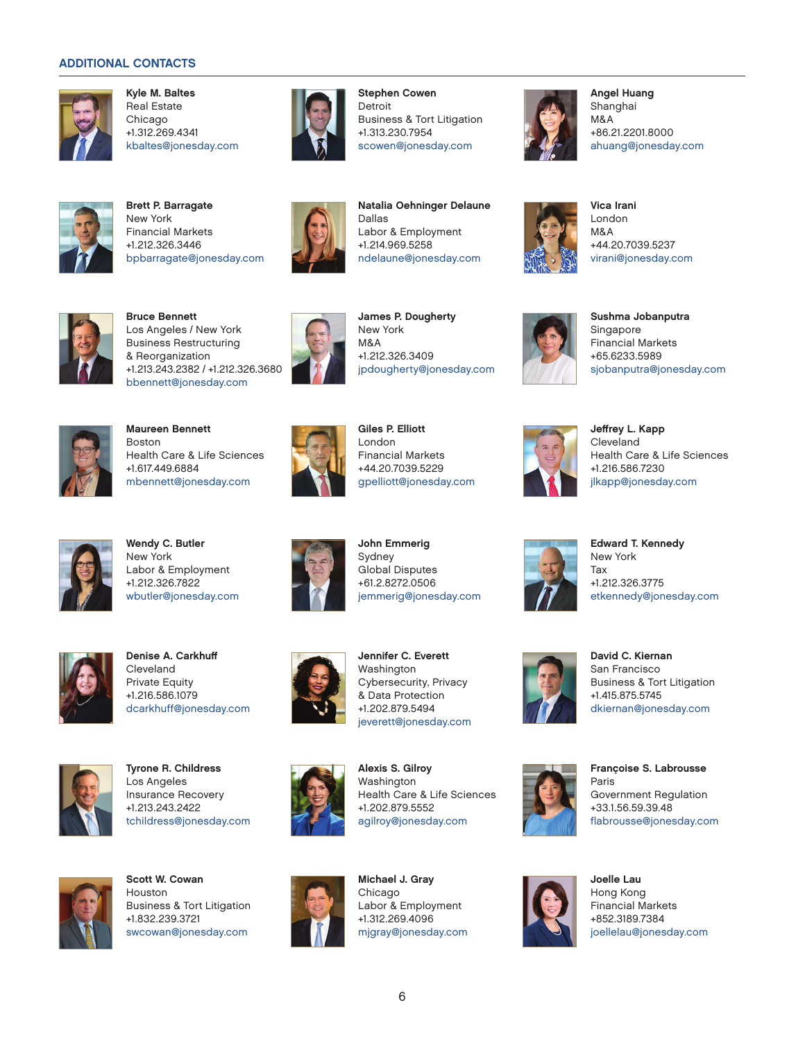## ADDITIONAL CONTACTS

**Kyle M. Baltes**
Real Estate
Chicago
+1.312.269.4341
kbaltes@jonesday.com

**Brett P. Barragate**
New York
Financial Markets
+1.212.326.3446
bpbarragate@jonesday.com

**Bruce Bennett**
Los Angeles / New York
Business Restructuring & Reorganization
+1.213.243.2382 / +1.212.326.3680
bbennett@jonesday.com

**Maureen Bennett**
Boston
Health Care & Life Sciences
+1.617.449.6884
mbennett@jonesday.com

**Wendy C. Butler**
New York
Labor & Employment
+1.212.326.7822
wbutler@jonesday.com

**Denise A. Carkhuff**
Cleveland
Private Equity
+1.216.586.1079
dcarkhuff@jonesday.com

**Tyrone R. Childress**
Los Angeles
Insurance Recovery
+1.213.243.2422
tchildress@jonesday.com

**Scott W. Cowan**
Houston
Business & Tort Litigation
+1.832.239.3721
swcowan@jonesday.com

**Stephen Cowen**
Detroit
Business & Tort Litigation
+1.313.230.7954
scowen@jonesday.com

**Natalia Oehninger Delaune**
Dallas
Labor & Employment
+1.214.969.5258
ndelaune@jonesday.com

**James P. Dougherty**
New York
M&A
+1.212.326.3409
jpdougherty@jonesday.com

**Giles P. Elliott**
London
Financial Markets
+44.20.7039.5229
gpelliott@jonesday.com

**John Emmerig**
Sydney
Global Disputes
+61.2.8272.0506
jemmerig@jonesday.com

**Jennifer C. Everett**
Washington
Cybersecurity, Privacy & Data Protection
+1.202.879.5494
jeverett@jonesday.com

**Alexis S. Gilroy**
Washington
Health Care & Life Sciences
+1.202.879.5552
agilroy@jonesday.com

**Michael J. Gray**
Chicago
Labor & Employment
+1.312.269.4096
mjgray@jonesday.com

**Angel Huang**
Shanghai
M&A
+86.21.2201.8000
ahuang@jonesday.com

**Vica Irani**
London
M&A
+44.20.7039.5237
virani@jonesday.com

**Sushma Jobanputra**
Singapore
Financial Markets
+65.6233.5989
sjobanputra@jonesday.com

**Jeffrey L. Kapp**
Cleveland
Health Care & Life Sciences
+1.216.586.7230
jlkapp@jonesday.com

**Edward T. Kennedy**
New York
Tax
+1.212.326.3775
etkennedy@jonesday.com

**David C. Kiernan**
San Francisco
Business & Tort Litigation
+1.415.875.5745
dkiernan@jonesday.com

**Françoise S. Labrousse**
Paris
Government Regulation
+33.1.56.59.39.48
flabrousse@jonesday.com

**Joelle Lau**
Hong Kong
Financial Markets
+852.3189.7384
joellelau@jonesday.com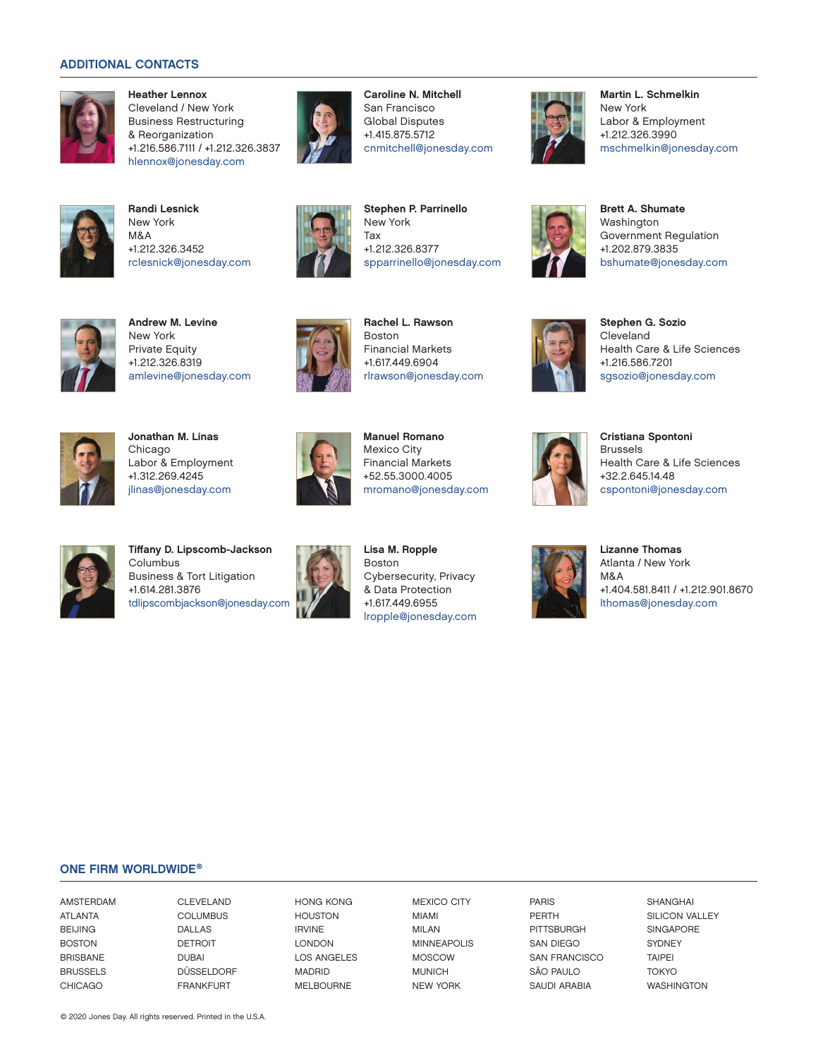## ADDITIONAL CONTACTS

**Heather Lennox**
Cleveland / New York
Business Restructuring & Reorganization
+1.216.586.7111 / +1.212.326.3837
hlennox@jonesday.com

**Caroline N. Mitchell**
San Francisco
Global Disputes
+1.415.875.5712
cnmitchell@jonesday.com

**Martin L. Schmelkin**
New York
Labor & Employment
+1.212.326.3990
mschmelkin@jonesday.com

**Randi Lesnick**
New York
M&A
+1.212.326.3452
rclesnick@jonesday.com

**Stephen P. Parrinello**
New York
Tax
+1.212.326.8377
sparrinello@jonesday.com

**Brett A. Shumate**
Washington
Government Regulation
+1.202.879.3835
bshumate@jonesday.com

**Andrew M. Levine**
New York
Private Equity
+1.212.326.8319
amlevine@jonesday.com

**Rachel L. Rawson**
Boston
Financial Markets
+1.617.449.6904
rlrawson@jonesday.com

**Stephen G. Sozio**
Cleveland
Health Care & Life Sciences
+1.216.586.7201
sgsozio@jonesday.com

**Jonathan M. Linas**
Chicago
Labor & Employment
+1.312.269.4245
jlinas@jonesday.com

**Manuel Romano**
Mexico City
Financial Markets
+52.55.3000.4005
mromano@jonesday.com

**Cristiana Spontoni**
Brussels
Health Care & Life Sciences
+32.2.645.14.48
cspontoni@jonesday.com

**Tiffany D. Lipscomb-Jackson**
Columbus
Business & Tort Litigation
+1.614.281.3876
tdlipscombjackson@jonesday.com

**Lisa M. Ropple**
Boston
Cybersecurity, Privacy & Data Protection
+1.617.449.6955
lropple@jonesday.com

**Lizanne Thomas**
Atlanta / New York
M&A
+1.404.581.8411 / +1.212.901.8670
lthomas@jonesday.com

## ONE FIRM WORLDWIDE®

AMSTERDAM
ATLANTA
BEIJING
BOSTON
BRISBANE
BRUSSELS
CHICAGO
CLEVELAND
COLUMBUS
DALLAS
DETROIT
DUBAI
DÜSSELDORF
FRANKFURT
HONG KONG
HOUSTON
IRVINE
LONDON
LOS ANGELES
MADRID
MELBOURNE
MEXICO CITY
MIAMI
MILAN
MINNEAPOLIS
MOSCOW
MUNICH
NEW YORK
PARIS
PERTH
PITTSBURGH
SAN DIEGO
SAN FRANCISCO
SÃO PAULO
SAUDI ARABIA
SHANGHAI
SILICON VALLEY
SINGAPORE
SYDNEY
TAIPEI
TOKYO
WASHINGTON

© 2020 Jones Day. All rights reserved. Printed in the U.S.A.